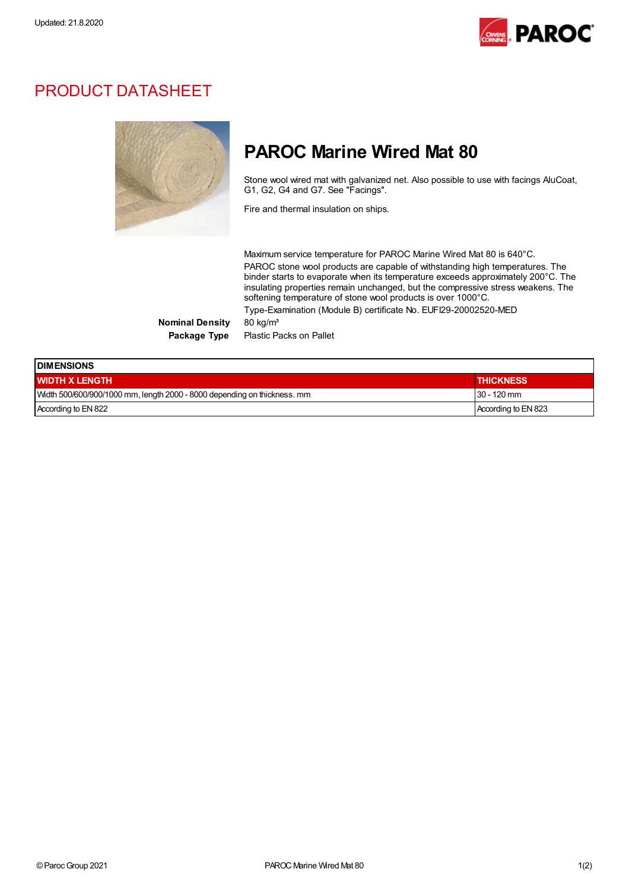Updated: 21.8.2020

# PRODUCT DATASHEET

## PAROC Marine Wired Mat 80

Stone wool wired mat with galvanized net. Also possible to use with facings AluCoat, G1, G2, G4 and G7. See "Facings".

Fire and thermal insulation on ships.

Maximum service temperature for PAROC Marine Wired Mat 80 is 640°C.

PAROC stone wool products are capable of withstanding high temperatures. The binder starts to evaporate when its temperature exceeds approximately 200°C. The insulating properties remain unchanged, but the compressive stress weakens. The softening temperature of stone wool products is over 1000°C.

Type-Examination (Module B) certificate No. EUFI29-20002520-MED

**Nominal Density** 80 kg/m³

**Package Type** Plastic Packs on Pallet

| DIMENSIONS | |
|---|---|
| **WIDTH X LENGTH** | **THICKNESS** |
| Width 500/600/900/1000 mm, length 2000 - 8000 depending on thickness. mm | 30 - 120 mm |
| According to EN 822 | According to EN 823 |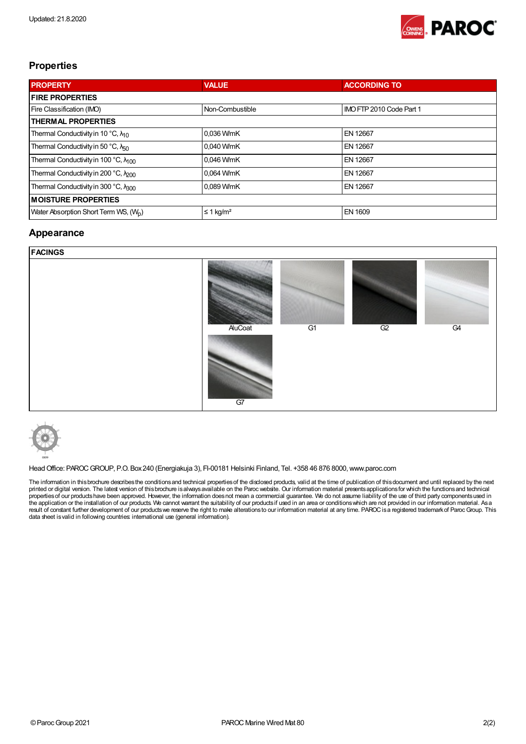Updated: 21.8.2020

## Properties

| PROPERTY | VALUE | ACCORDING TO |
|---|---|---|
| **FIRE PROPERTIES** | | |
| Fire Classification (IMO) | Non-Combustible | IMO FTP 2010 Code Part 1 |
| **THERMAL PROPERTIES** | | |
| Thermal Conductivity in 10 °C, $\lambda_{10}$ | 0,036 W/mK | EN 12667 |
| Thermal Conductivity in 50 °C, $\lambda_{50}$ | 0,040 W/mK | EN 12667 |
| Thermal Conductivity in 100 °C, $\lambda_{100}$ | 0,046 W/mK | EN 12667 |
| Thermal Conductivity in 200 °C, $\lambda_{200}$ | 0,064 W/mK | EN 12667 |
| Thermal Conductivity in 300 °C, $\lambda_{300}$ | 0,089 W/mK | EN 12667 |
| **MOISTURE PROPERTIES** | | |
| Water Absorption Short Term WS, ($W_p$) | ≤ 1 kg/m² | EN 1609 |

## Appearance

**FACINGS**

AluCoat

G1

G2

G4

G7

Head Office: PAROC GROUP, P.O. Box 240 (Energiakuja 3), FI-00181 Helsinki Finland, Tel. +358 46 876 8000, www.paroc.com

The information in this brochure describes the conditions and technical properties of the disclosed products, valid at the time of publication of this document and until replaced by the next printed or digital version. The latest version of this brochure is always available on the Paroc website. Our information material presents applications for which the functions and technical properties of our products have been approved. However, the information does not mean a commercial guarantee. We do not assume liability of the use of third party components used in the application or the installation of our products. We cannot warrant the suitability of our products if used in an area or conditions which are not provided in our information material. As a result of constant further development of our products we reserve the right to make alterations to our information material at any time. PAROC is a registered trademark of Paroc Group. This data sheet is valid in following countries: international use (general information).

© Paroc Group 2021 PAROC Marine Wired Mat 80